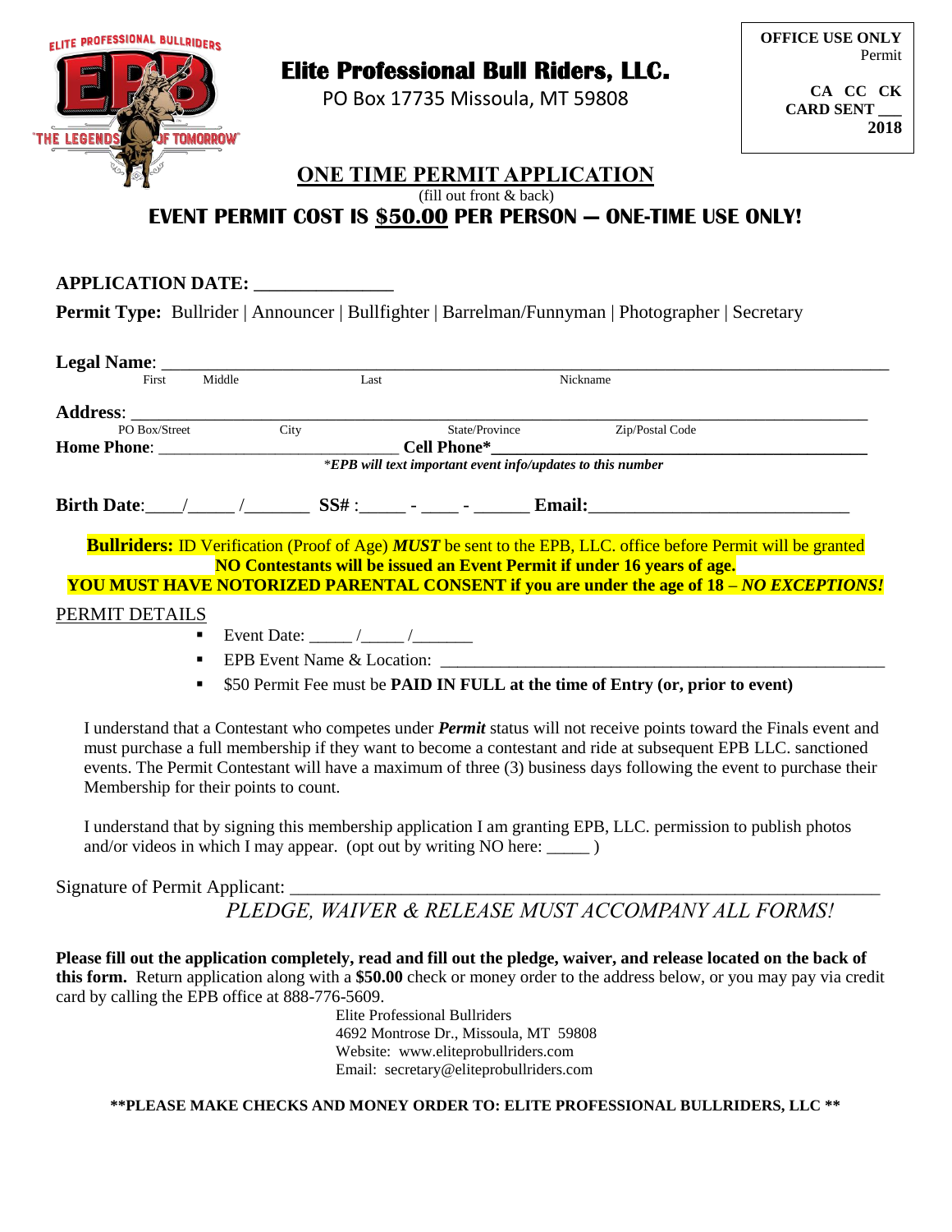**OFFICE USE ONLY**
Permit

**CA CC CK**
**CARD SENT ___**
**2018**

# Elite Professional Bull Riders, LLC.

PO Box 17735 Missoula, MT 59808

## ONE TIME PERMIT APPLICATION

(fill out front & back)

**EVENT PERMIT COST IS $50.00 PER PERSON — ONE-TIME USE ONLY!**

**APPLICATION DATE:** _______________

**Permit Type:** Bullrider | Announcer | Bullfighter | Barrelman/Funnyman | Photographer | Secretary

**Legal Name**: ________________________________________________________________________________
First Middle Last Nickname

**Address**: ________________________________________________________________________________
PO Box/Street City State/Province Zip/Postal Code

**Home Phone**: ___________________________ **Cell Phone***___________________________________________

**EPB will text important event info/updates to this number*

**Birth Date**:____/_____ /_______ **SS#** :_____ - ____ - ______ **Email:**_____________________________

**Bullriders:** ID Verification (Proof of Age) ***MUST*** be sent to the EPB, LLC. office before Permit will be granted
**NO Contestants will be issued an Event Permit if under 16 years of age.**
**YOU MUST HAVE NOTORIZED PARENTAL CONSENT if you are under the age of 18 – *NO EXCEPTIONS!***

PERMIT DETAILS

- Event Date: _____ /_____ /_______
- EPB Event Name & Location: ___________________________________________________
- $50 Permit Fee must be **PAID IN FULL at the time of Entry (or, prior to event)**

I understand that a Contestant who competes under ***Permit*** status will not receive points toward the Finals event and must purchase a full membership if they want to become a contestant and ride at subsequent EPB LLC. sanctioned events. The Permit Contestant will have a maximum of three (3) business days following the event to purchase their Membership for their points to count.

I understand that by signing this membership application I am granting EPB, LLC. permission to publish photos and/or videos in which I may appear. (opt out by writing NO here: _____ )

Signature of Permit Applicant: _________________________________________________________________

*PLEDGE, WAIVER & RELEASE MUST ACCOMPANY ALL FORMS!*

**Please fill out the application completely, read and fill out the pledge, waiver, and release located on the back of this form.** Return application along with a **$50.00** check or money order to the address below, or you may pay via credit card by calling the EPB office at 888-776-5609.

Elite Professional Bullriders
4692 Montrose Dr., Missoula, MT 59808
Website: www.eliteprobullriders.com
Email: secretary@eliteprobullriders.com

**\*\*PLEASE MAKE CHECKS AND MONEY ORDER TO: ELITE PROFESSIONAL BULLRIDERS, LLC \*\***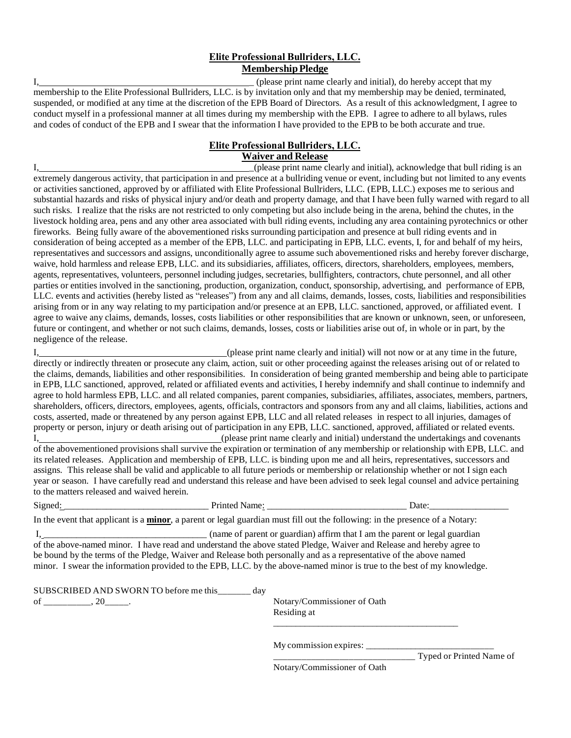**Elite Professional Bullriders, LLC.**
**Membership Pledge**

I,_______________________________________________ (please print name clearly and initial), do hereby accept that my membership to the Elite Professional Bullriders, LLC. is by invitation only and that my membership may be denied, terminated, suspended, or modified at any time at the discretion of the EPB Board of Directors. As a result of this acknowledgment, I agree to conduct myself in a professional manner at all times during my membership with the EPB. I agree to adhere to all bylaws, rules and codes of conduct of the EPB and I swear that the information I have provided to the EPB to be both accurate and true.

**Elite Professional Bullriders, LLC.**
**Waiver and Release**

I,_______________________________________________(please print name clearly and initial), acknowledge that bull riding is an extremely dangerous activity, that participation in and presence at a bullriding venue or event, including but not limited to any events or activities sanctioned, approved by or affiliated with Elite Professional Bullriders, LLC. (EPB, LLC.) exposes me to serious and substantial hazards and risks of physical injury and/or death and property damage, and that I have been fully warned with regard to all such risks. I realize that the risks are not restricted to only competing but also include being in the arena, behind the chutes, in the livestock holding area, pens and any other area associated with bull riding events, including any area containing pyrotechnics or other fireworks. Being fully aware of the abovementioned risks surrounding participation and presence at bull riding events and in consideration of being accepted as a member of the EPB, LLC. and participating in EPB, LLC. events, I, for and behalf of my heirs, representatives and successors and assigns, unconditionally agree to assume such abovementioned risks and hereby forever discharge, waive, hold harmless and release EPB, LLC. and its subsidiaries, affiliates, officers, directors, shareholders, employees, members, agents, representatives, volunteers, personnel including judges, secretaries, bullfighters, contractors, chute personnel, and all other parties or entities involved in the sanctioning, production, organization, conduct, sponsorship, advertising, and performance of EPB, LLC. events and activities (hereby listed as "releases") from any and all claims, demands, losses, costs, liabilities and responsibilities arising from or in any way relating to my participation and/or presence at an EPB, LLC. sanctioned, approved, or affiliated event. I agree to waive any claims, demands, losses, costs liabilities or other responsibilities that are known or unknown, seen, or unforeseen, future or contingent, and whether or not such claims, demands, losses, costs or liabilities arise out of, in whole or in part, by the negligence of the release.

I,_________________________________________(please print name clearly and initial) will not now or at any time in the future, directly or indirectly threaten or prosecute any claim, action, suit or other proceeding against the releases arising out of or related to the claims, demands, liabilities and other responsibilities. In consideration of being granted membership and being able to participate in EPB, LLC sanctioned, approved, related or affiliated events and activities, I hereby indemnify and shall continue to indemnify and agree to hold harmless EPB, LLC. and all related companies, parent companies, subsidiaries, affiliates, associates, members, partners, shareholders, officers, directors, employees, agents, officials, contractors and sponsors from any and all claims, liabilities, actions and costs, asserted, made or threatened by any person against EPB, LLC and all related releases in respect to all injuries, damages of property or person, injury or death arising out of participation in any EPB, LLC. sanctioned, approved, affiliated or related events. I,________________________________________(please print name clearly and initial) understand the undertakings and covenants of the abovementioned provisions shall survive the expiration or termination of any membership or relationship with EPB, LLC. and its related releases. Application and membership of EPB, LLC. is binding upon me and all heirs, representatives, successors and assigns. This release shall be valid and applicable to all future periods or membership or relationship whether or not I sign each year or season. I have carefully read and understand this release and have been advised to seek legal counsel and advice pertaining to the matters released and waived herein.

Signed:_______________________________ Printed Name:______________________________ Date:_________________

In the event that applicant is a **minor**, a parent or legal guardian must fill out the following: in the presence of a Notary:

I,___________________________________ (name of parent or guardian) affirm that I am the parent or legal guardian of the above-named minor. I have read and understand the above stated Pledge, Waiver and Release and hereby agree to be bound by the terms of the Pledge, Waiver and Release both personally and as a representative of the above named minor. I swear the information provided to the EPB, LLC. by the above-named minor is true to the best of my knowledge.

SUBSCRIBED AND SWORN TO before me this_______ day of __________, 20_____.

Notary/Commissioner of Oath
Residing at
_________________________________________

My commission expires: ___________________________
_______________________________ Typed or Printed Name of Notary/Commissioner of Oath